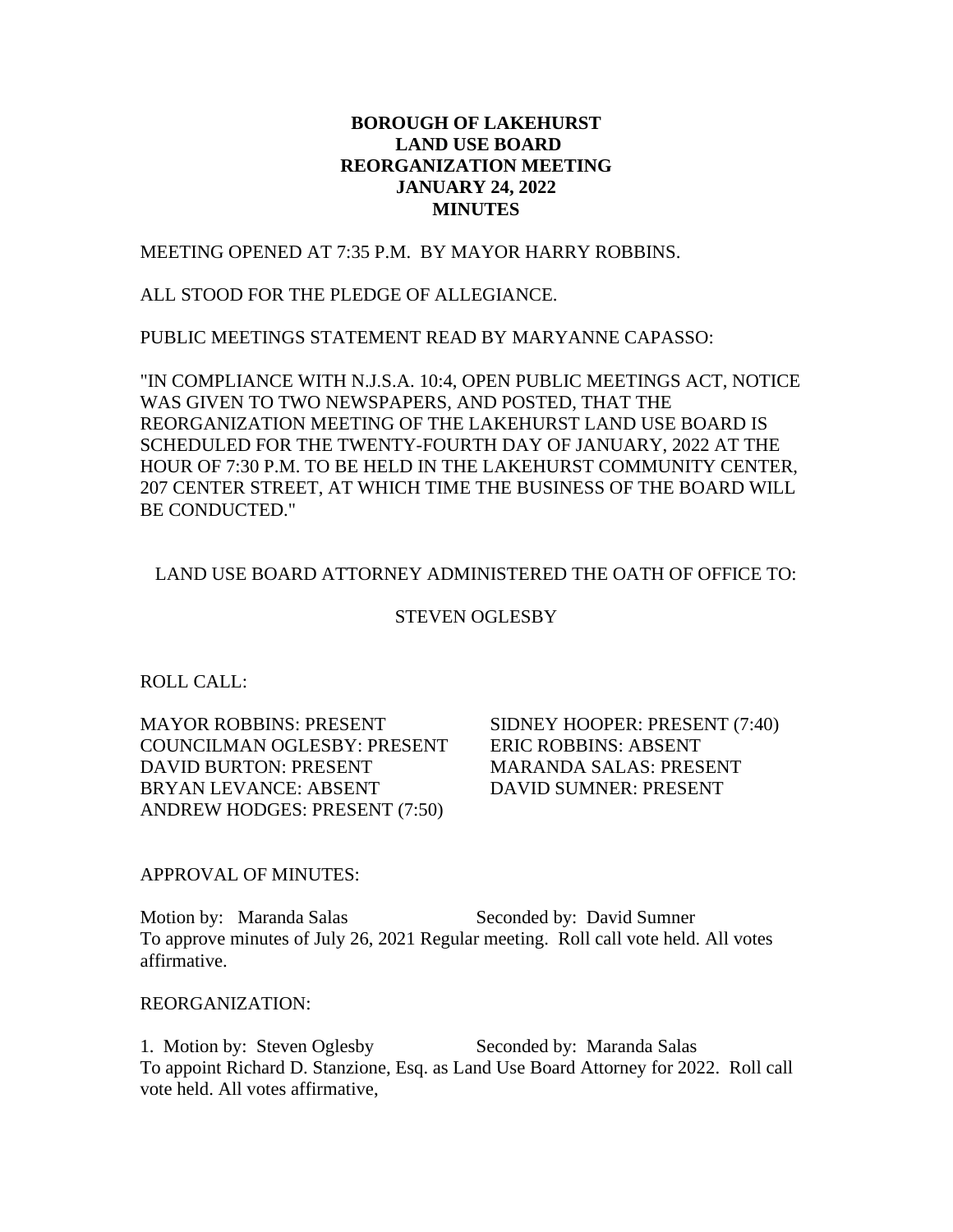**BOROUGH OF LAKEHURST**
**LAND USE BOARD**
**REORGANIZATION MEETING**
**JANUARY 24, 2022**
**MINUTES**

MEETING OPENED AT 7:35 P.M. BY MAYOR HARRY ROBBINS.

ALL STOOD FOR THE PLEDGE OF ALLEGIANCE.

PUBLIC MEETINGS STATEMENT READ BY MARYANNE CAPASSO:

"IN COMPLIANCE WITH N.J.S.A. 10:4, OPEN PUBLIC MEETINGS ACT, NOTICE WAS GIVEN TO TWO NEWSPAPERS, AND POSTED, THAT THE REORGANIZATION MEETING OF THE LAKEHURST LAND USE BOARD IS SCHEDULED FOR THE TWENTY-FOURTH DAY OF JANUARY, 2022 AT THE HOUR OF 7:30 P.M. TO BE HELD IN THE LAKEHURST COMMUNITY CENTER, 207 CENTER STREET, AT WHICH TIME THE BUSINESS OF THE BOARD WILL BE CONDUCTED."

LAND USE BOARD ATTORNEY ADMINISTERED THE OATH OF OFFICE TO:

STEVEN OGLESBY

ROLL CALL:

MAYOR ROBBINS: PRESENT
COUNCILMAN OGLESBY: PRESENT
DAVID BURTON: PRESENT
BRYAN LEVANCE: ABSENT
ANDREW HODGES: PRESENT (7:50)
SIDNEY HOOPER: PRESENT (7:40)
ERIC ROBBINS: ABSENT
MARANDA SALAS: PRESENT
DAVID SUMNER: PRESENT

APPROVAL OF MINUTES:

Motion by: Maranda Salas Seconded by: David Sumner
To approve minutes of July 26, 2021 Regular meeting. Roll call vote held. All votes affirmative.

REORGANIZATION:

1. Motion by: Steven Oglesby Seconded by: Maranda Salas
To appoint Richard D. Stanzione, Esq. as Land Use Board Attorney for 2022. Roll call vote held. All votes affirmative,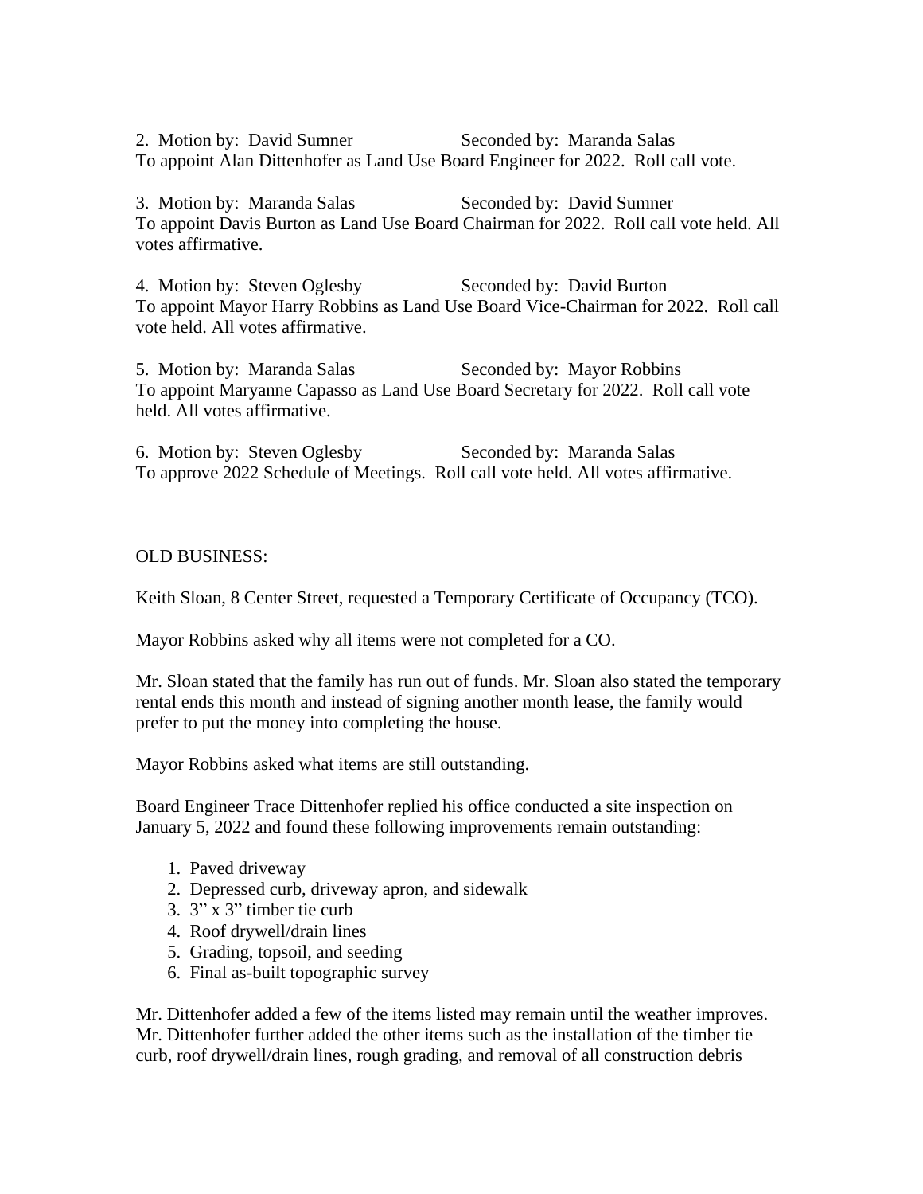2. Motion by: David Sumner Seconded by: Maranda Salas
To appoint Alan Dittenhofer as Land Use Board Engineer for 2022. Roll call vote.

3. Motion by: Maranda Salas Seconded by: David Sumner
To appoint Davis Burton as Land Use Board Chairman for 2022. Roll call vote held. All votes affirmative.

4. Motion by: Steven Oglesby Seconded by: David Burton
To appoint Mayor Harry Robbins as Land Use Board Vice-Chairman for 2022. Roll call vote held. All votes affirmative.

5. Motion by: Maranda Salas Seconded by: Mayor Robbins
To appoint Maryanne Capasso as Land Use Board Secretary for 2022. Roll call vote held. All votes affirmative.

6. Motion by: Steven Oglesby Seconded by: Maranda Salas
To approve 2022 Schedule of Meetings. Roll call vote held. All votes affirmative.

OLD BUSINESS:

Keith Sloan, 8 Center Street, requested a Temporary Certificate of Occupancy (TCO).

Mayor Robbins asked why all items were not completed for a CO.

Mr. Sloan stated that the family has run out of funds. Mr. Sloan also stated the temporary rental ends this month and instead of signing another month lease, the family would prefer to put the money into completing the house.

Mayor Robbins asked what items are still outstanding.

Board Engineer Trace Dittenhofer replied his office conducted a site inspection on January 5, 2022 and found these following improvements remain outstanding:

1. Paved driveway
2. Depressed curb, driveway apron, and sidewalk
3. 3" x 3" timber tie curb
4. Roof drywell/drain lines
5. Grading, topsoil, and seeding
6. Final as-built topographic survey

Mr. Dittenhofer added a few of the items listed may remain until the weather improves. Mr. Dittenhofer further added the other items such as the installation of the timber tie curb, roof drywell/drain lines, rough grading, and removal of all construction debris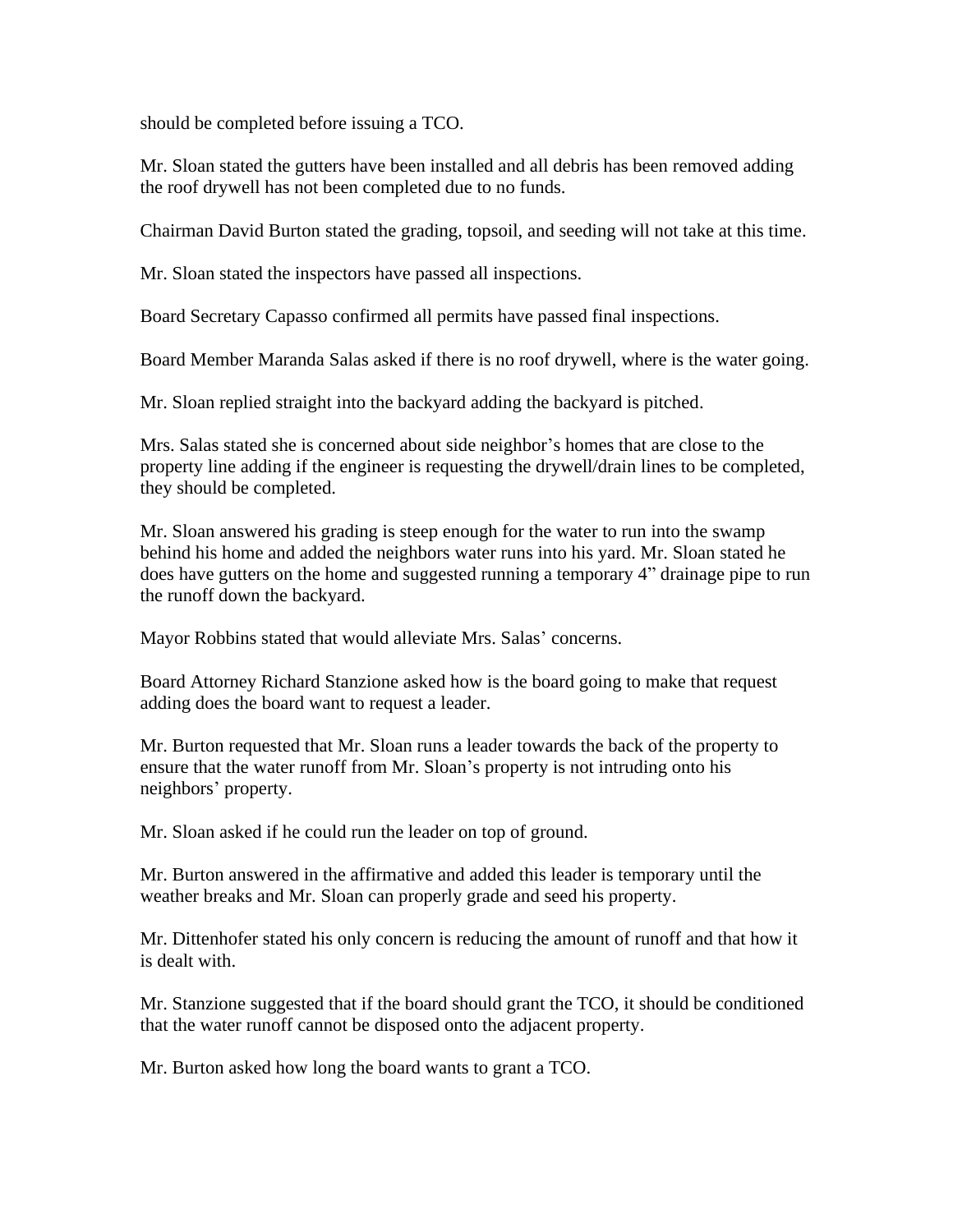should be completed before issuing a TCO.

Mr. Sloan stated the gutters have been installed and all debris has been removed adding the roof drywell has not been completed due to no funds.

Chairman David Burton stated the grading, topsoil, and seeding will not take at this time.

Mr. Sloan stated the inspectors have passed all inspections.

Board Secretary Capasso confirmed all permits have passed final inspections.

Board Member Maranda Salas asked if there is no roof drywell, where is the water going.

Mr. Sloan replied straight into the backyard adding the backyard is pitched.

Mrs. Salas stated she is concerned about side neighbor's homes that are close to the property line adding if the engineer is requesting the drywell/drain lines to be completed, they should be completed.

Mr. Sloan answered his grading is steep enough for the water to run into the swamp behind his home and added the neighbors water runs into his yard. Mr. Sloan stated he does have gutters on the home and suggested running a temporary 4" drainage pipe to run the runoff down the backyard.

Mayor Robbins stated that would alleviate Mrs. Salas' concerns.

Board Attorney Richard Stanzione asked how is the board going to make that request adding does the board want to request a leader.

Mr. Burton requested that Mr. Sloan runs a leader towards the back of the property to ensure that the water runoff from Mr. Sloan's property is not intruding onto his neighbors' property.

Mr. Sloan asked if he could run the leader on top of ground.

Mr. Burton answered in the affirmative and added this leader is temporary until the weather breaks and Mr. Sloan can properly grade and seed his property.

Mr. Dittenhofer stated his only concern is reducing the amount of runoff and that how it is dealt with.

Mr. Stanzione suggested that if the board should grant the TCO, it should be conditioned that the water runoff cannot be disposed onto the adjacent property.

Mr. Burton asked how long the board wants to grant a TCO.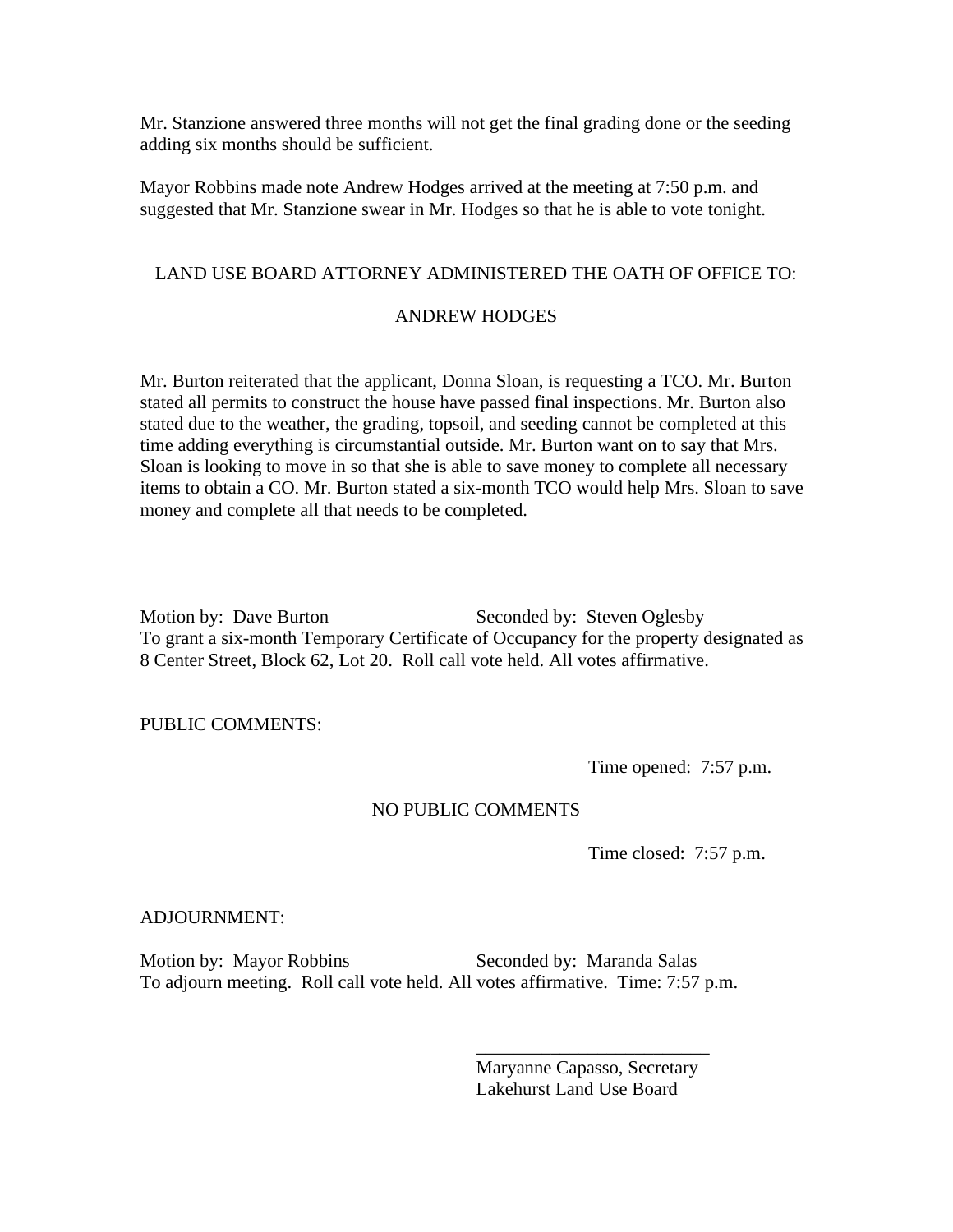Mr. Stanzione answered three months will not get the final grading done or the seeding adding six months should be sufficient.

Mayor Robbins made note Andrew Hodges arrived at the meeting at 7:50 p.m. and suggested that Mr. Stanzione swear in Mr. Hodges so that he is able to vote tonight.

LAND USE BOARD ATTORNEY ADMINISTERED THE OATH OF OFFICE TO:

ANDREW HODGES

Mr. Burton reiterated that the applicant, Donna Sloan, is requesting a TCO. Mr. Burton stated all permits to construct the house have passed final inspections. Mr. Burton also stated due to the weather, the grading, topsoil, and seeding cannot be completed at this time adding everything is circumstantial outside. Mr. Burton want on to say that Mrs. Sloan is looking to move in so that she is able to save money to complete all necessary items to obtain a CO. Mr. Burton stated a six-month TCO would help Mrs. Sloan to save money and complete all that needs to be completed.

Motion by: Dave Burton Seconded by: Steven Oglesby
To grant a six-month Temporary Certificate of Occupancy for the property designated as 8 Center Street, Block 62, Lot 20. Roll call vote held. All votes affirmative.

PUBLIC COMMENTS:

Time opened: 7:57 p.m.

NO PUBLIC COMMENTS

Time closed: 7:57 p.m.

ADJOURNMENT:

Motion by: Mayor Robbins Seconded by: Maranda Salas
To adjourn meeting. Roll call vote held. All votes affirmative. Time: 7:57 p.m.

\_\_\_\_\_\_\_\_\_\_\_\_\_\_\_\_\_\_\_\_\_\_\_\_\_\_

Maryanne Capasso, Secretary
Lakehurst Land Use Board